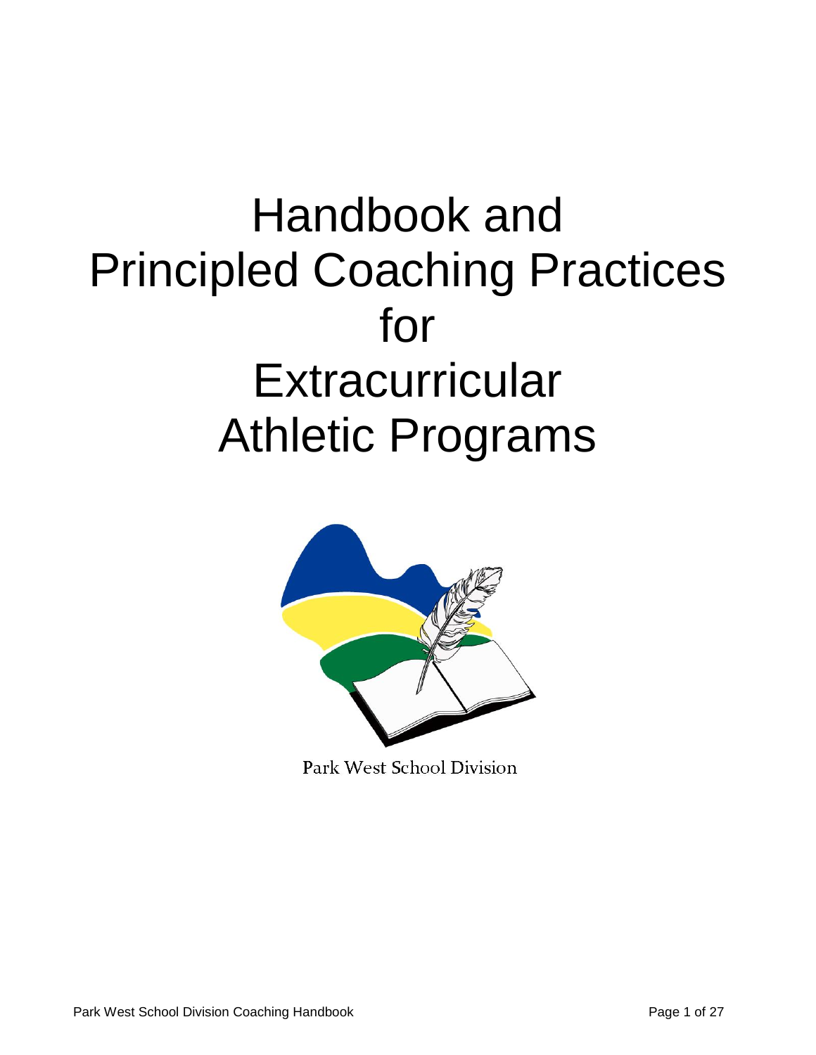# Handbook and Principled Coaching Practices for Extracurricular Athletic Programs

Park West School Division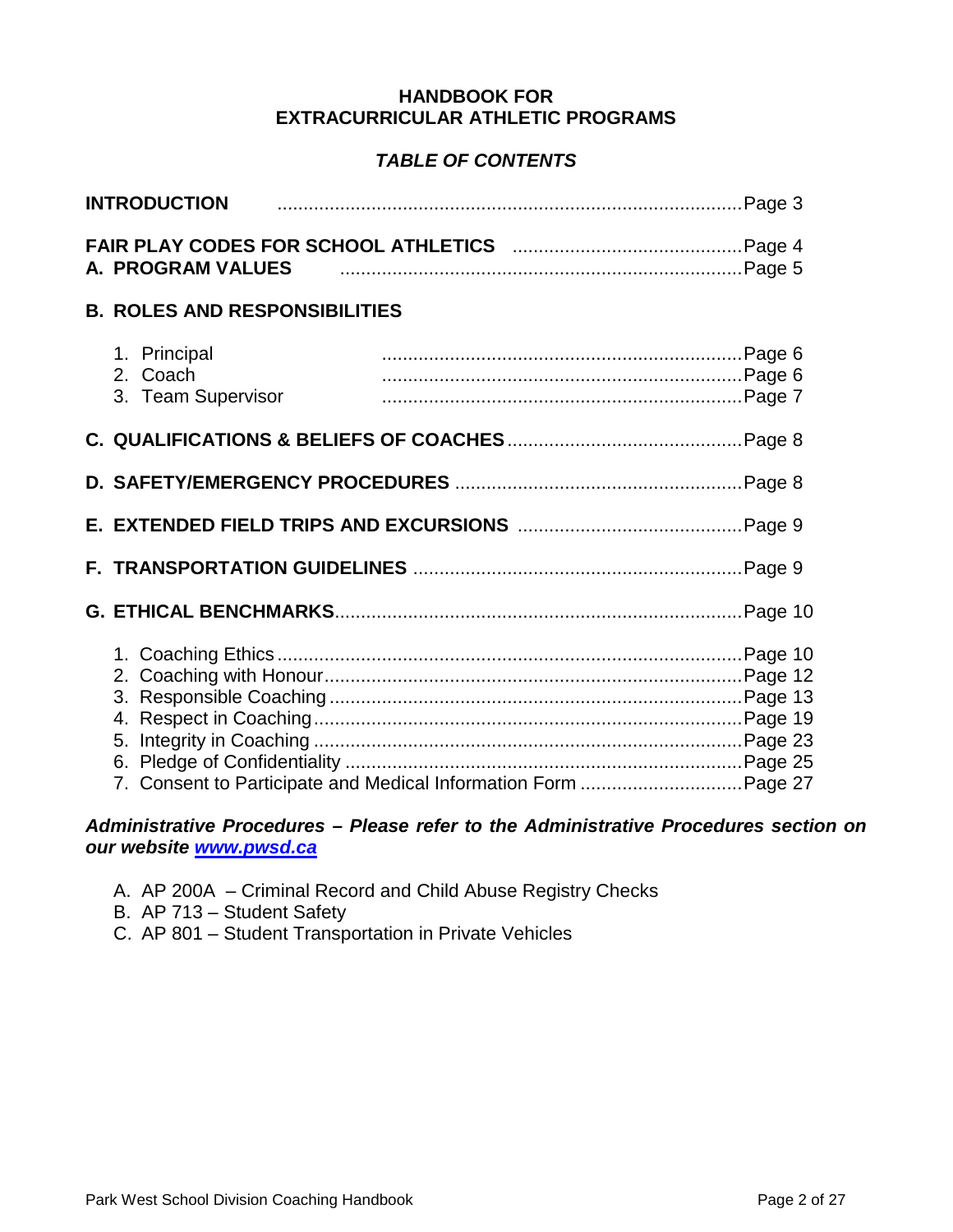# HANDBOOK FOR EXTRACURRICULAR ATHLETIC PROGRAMS

## *TABLE OF CONTENTS*

**INTRODUCTION** ........................................................................................ Page 3

**FAIR PLAY CODES FOR SCHOOL ATHLETICS** ........................................... Page 4

**A. PROGRAM VALUES** ............................................................................ Page 5

**B. ROLES AND RESPONSIBILITIES**

1. Principal ..................................................................... Page 6
2. Coach ..................................................................... Page 6
3. Team Supervisor ..................................................................... Page 7

**C. QUALIFICATIONS & BELIEFS OF COACHES** ............................................ Page 8

**D. SAFETY/EMERGENCY PROCEDURES** ...................................................... Page 8

**E. EXTENDED FIELD TRIPS AND EXCURSIONS** .......................................... Page 9

**F. TRANSPORTATION GUIDELINES** .............................................................. Page 9

**G. ETHICAL BENCHMARKS** ............................................................................ Page 10

1. Coaching Ethics ........................................................................................ Page 10
2. Coaching with Honour ............................................................................... Page 12
3. Responsible Coaching .............................................................................. Page 13
4. Respect in Coaching ................................................................................. Page 19
5. Integrity in Coaching ................................................................................. Page 23
6. Pledge of Confidentiality ........................................................................... Page 25
7. Consent to Participate and Medical Information Form .............................. Page 27

***Administrative Procedures – Please refer to the Administrative Procedures section on our website [www.pwsd.ca](http://www.pwsd.ca)***

A. AP 200A – Criminal Record and Child Abuse Registry Checks
B. AP 713 – Student Safety
C. AP 801 – Student Transportation in Private Vehicles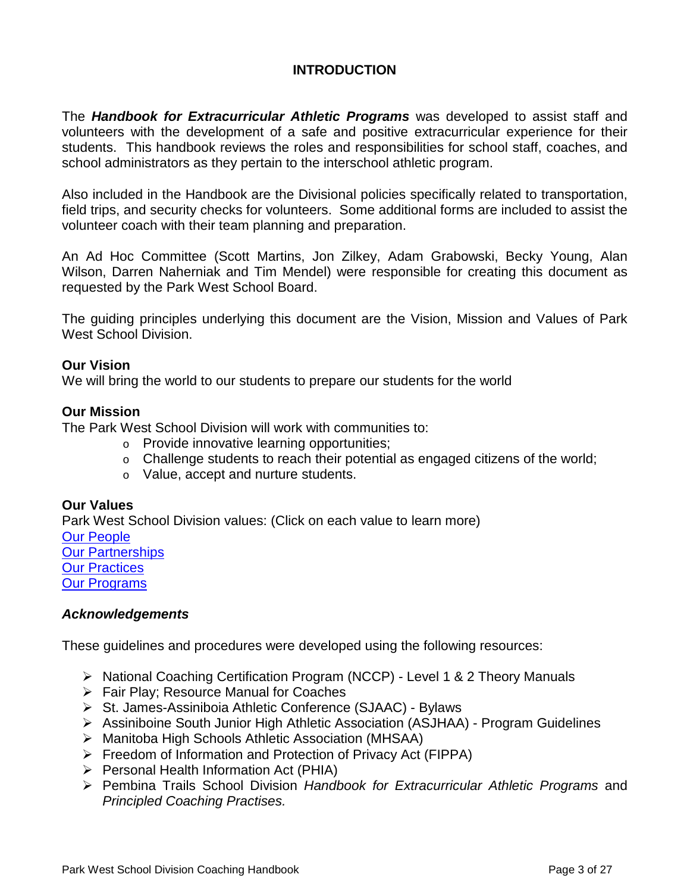# INTRODUCTION

The ***Handbook for Extracurricular Athletic Programs*** was developed to assist staff and volunteers with the development of a safe and positive extracurricular experience for their students. This handbook reviews the roles and responsibilities for school staff, coaches, and school administrators as they pertain to the interschool athletic program.

Also included in the Handbook are the Divisional policies specifically related to transportation, field trips, and security checks for volunteers. Some additional forms are included to assist the volunteer coach with their team planning and preparation.

An Ad Hoc Committee (Scott Martins, Jon Zilkey, Adam Grabowski, Becky Young, Alan Wilson, Darren Naherniak and Tim Mendel) were responsible for creating this document as requested by the Park West School Board.

The guiding principles underlying this document are the Vision, Mission and Values of Park West School Division.

**Our Vision**
We will bring the world to our students to prepare our students for the world

**Our Mission**
The Park West School Division will work with communities to:

- Provide innovative learning opportunities;
- Challenge students to reach their potential as engaged citizens of the world;
- Value, accept and nurture students.

**Our Values**
Park West School Division values: (Click on each value to learn more)
Our People
Our Partnerships
Our Practices
Our Programs

***Acknowledgements***

These guidelines and procedures were developed using the following resources:

- National Coaching Certification Program (NCCP) - Level 1 & 2 Theory Manuals
- Fair Play; Resource Manual for Coaches
- St. James-Assiniboia Athletic Conference (SJAAC) - Bylaws
- Assiniboine South Junior High Athletic Association (ASJHAA) - Program Guidelines
- Manitoba High Schools Athletic Association (MHSAA)
- Freedom of Information and Protection of Privacy Act (FIPPA)
- Personal Health Information Act (PHIA)
- Pembina Trails School Division *Handbook for Extracurricular Athletic Programs* and *Principled Coaching Practises.*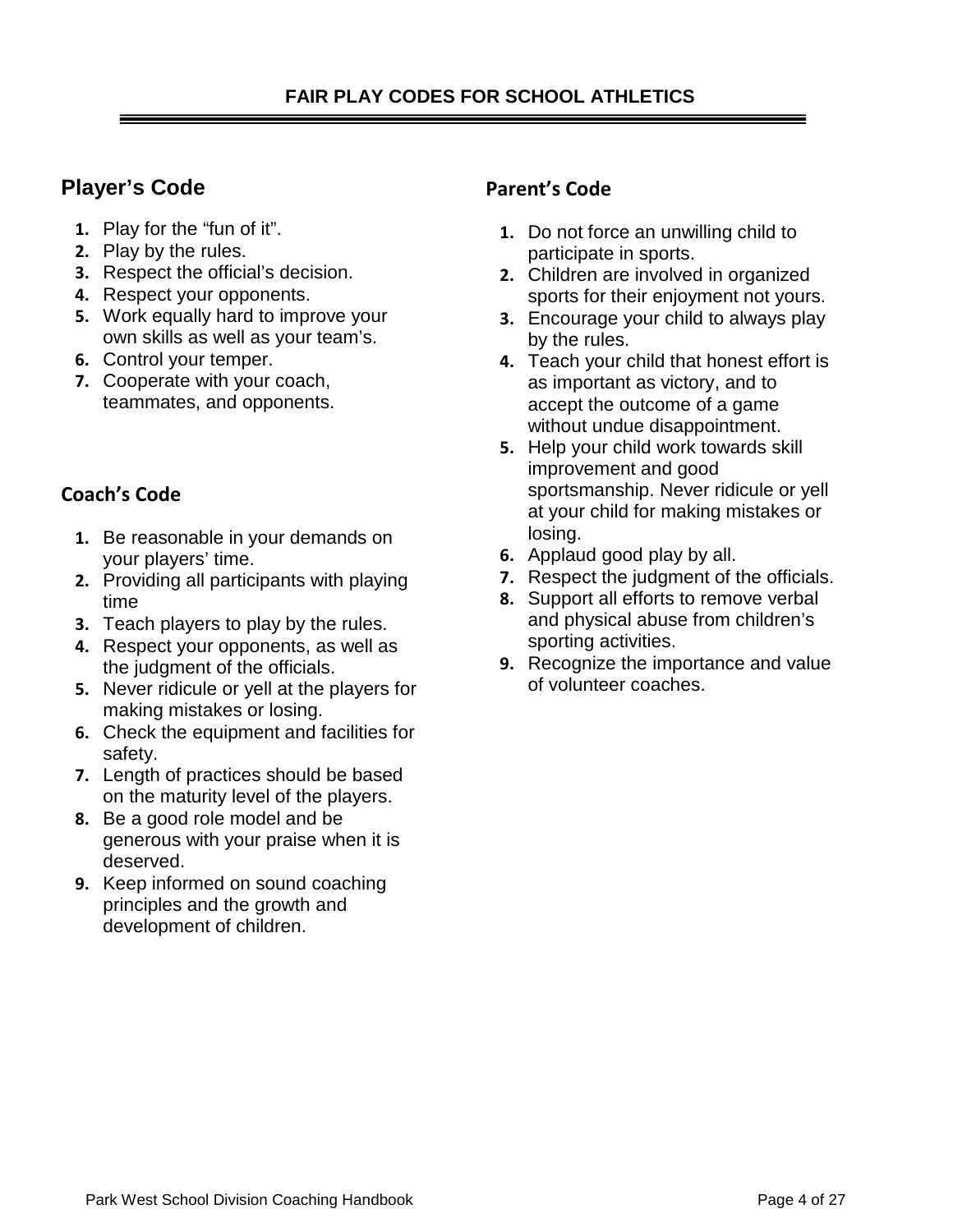# FAIR PLAY CODES FOR SCHOOL ATHLETICS

## Player's Code

1. Play for the "fun of it".
2. Play by the rules.
3. Respect the official's decision.
4. Respect your opponents.
5. Work equally hard to improve your own skills as well as your team's.
6. Control your temper.
7. Cooperate with your coach, teammates, and opponents.

## Coach's Code

1. Be reasonable in your demands on your players' time.
2. Providing all participants with playing time
3. Teach players to play by the rules.
4. Respect your opponents, as well as the judgment of the officials.
5. Never ridicule or yell at the players for making mistakes or losing.
6. Check the equipment and facilities for safety.
7. Length of practices should be based on the maturity level of the players.
8. Be a good role model and be generous with your praise when it is deserved.
9. Keep informed on sound coaching principles and the growth and development of children.

## Parent's Code

1. Do not force an unwilling child to participate in sports.
2. Children are involved in organized sports for their enjoyment not yours.
3. Encourage your child to always play by the rules.
4. Teach your child that honest effort is as important as victory, and to accept the outcome of a game without undue disappointment.
5. Help your child work towards skill improvement and good sportsmanship. Never ridicule or yell at your child for making mistakes or losing.
6. Applaud good play by all.
7. Respect the judgment of the officials.
8. Support all efforts to remove verbal and physical abuse from children's sporting activities.
9. Recognize the importance and value of volunteer coaches.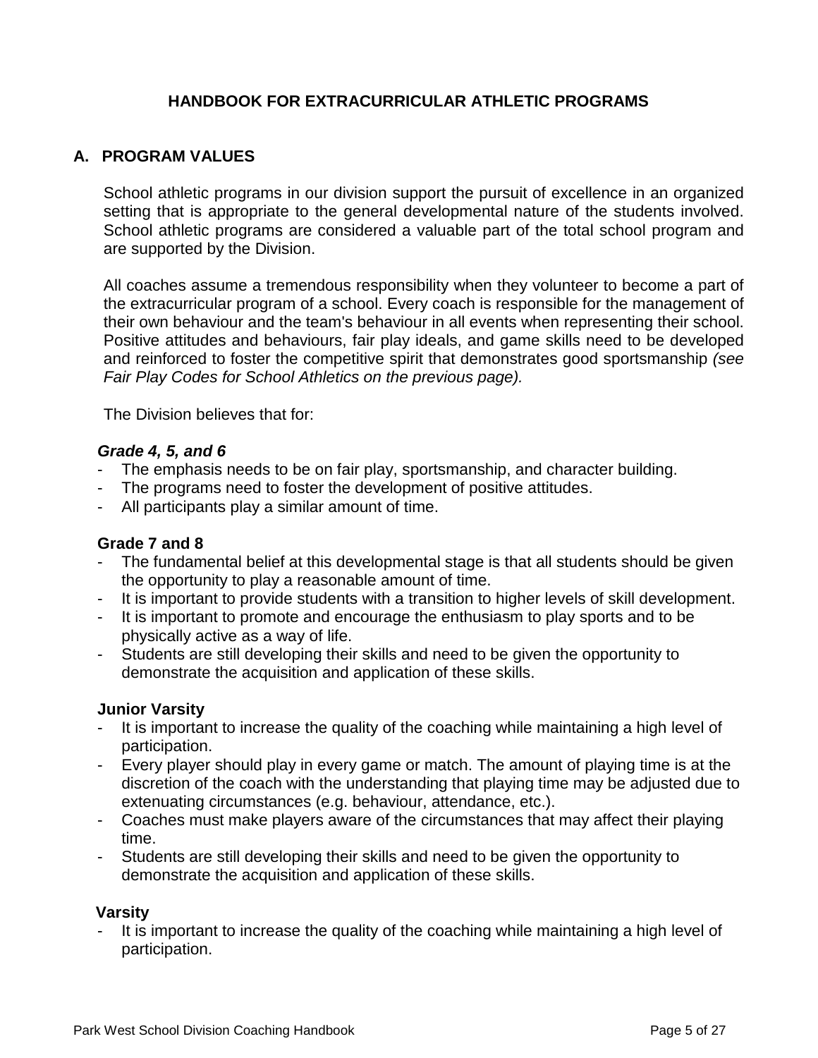# HANDBOOK FOR EXTRACURRICULAR ATHLETIC PROGRAMS

## A. PROGRAM VALUES

School athletic programs in our division support the pursuit of excellence in an organized setting that is appropriate to the general developmental nature of the students involved. School athletic programs are considered a valuable part of the total school program and are supported by the Division.

All coaches assume a tremendous responsibility when they volunteer to become a part of the extracurricular program of a school. Every coach is responsible for the management of their own behaviour and the team's behaviour in all events when representing their school. Positive attitudes and behaviours, fair play ideals, and game skills need to be developed and reinforced to foster the competitive spirit that demonstrates good sportsmanship *(see Fair Play Codes for School Athletics on the previous page).*

The Division believes that for:

***Grade 4, 5, and 6***

- The emphasis needs to be on fair play, sportsmanship, and character building.
- The programs need to foster the development of positive attitudes.
- All participants play a similar amount of time.

**Grade 7 and 8**

- The fundamental belief at this developmental stage is that all students should be given the opportunity to play a reasonable amount of time.
- It is important to provide students with a transition to higher levels of skill development.
- It is important to promote and encourage the enthusiasm to play sports and to be physically active as a way of life.
- Students are still developing their skills and need to be given the opportunity to demonstrate the acquisition and application of these skills.

**Junior Varsity**

- It is important to increase the quality of the coaching while maintaining a high level of participation.
- Every player should play in every game or match. The amount of playing time is at the discretion of the coach with the understanding that playing time may be adjusted due to extenuating circumstances (e.g. behaviour, attendance, etc.).
- Coaches must make players aware of the circumstances that may affect their playing time.
- Students are still developing their skills and need to be given the opportunity to demonstrate the acquisition and application of these skills.

**Varsity**

- It is important to increase the quality of the coaching while maintaining a high level of participation.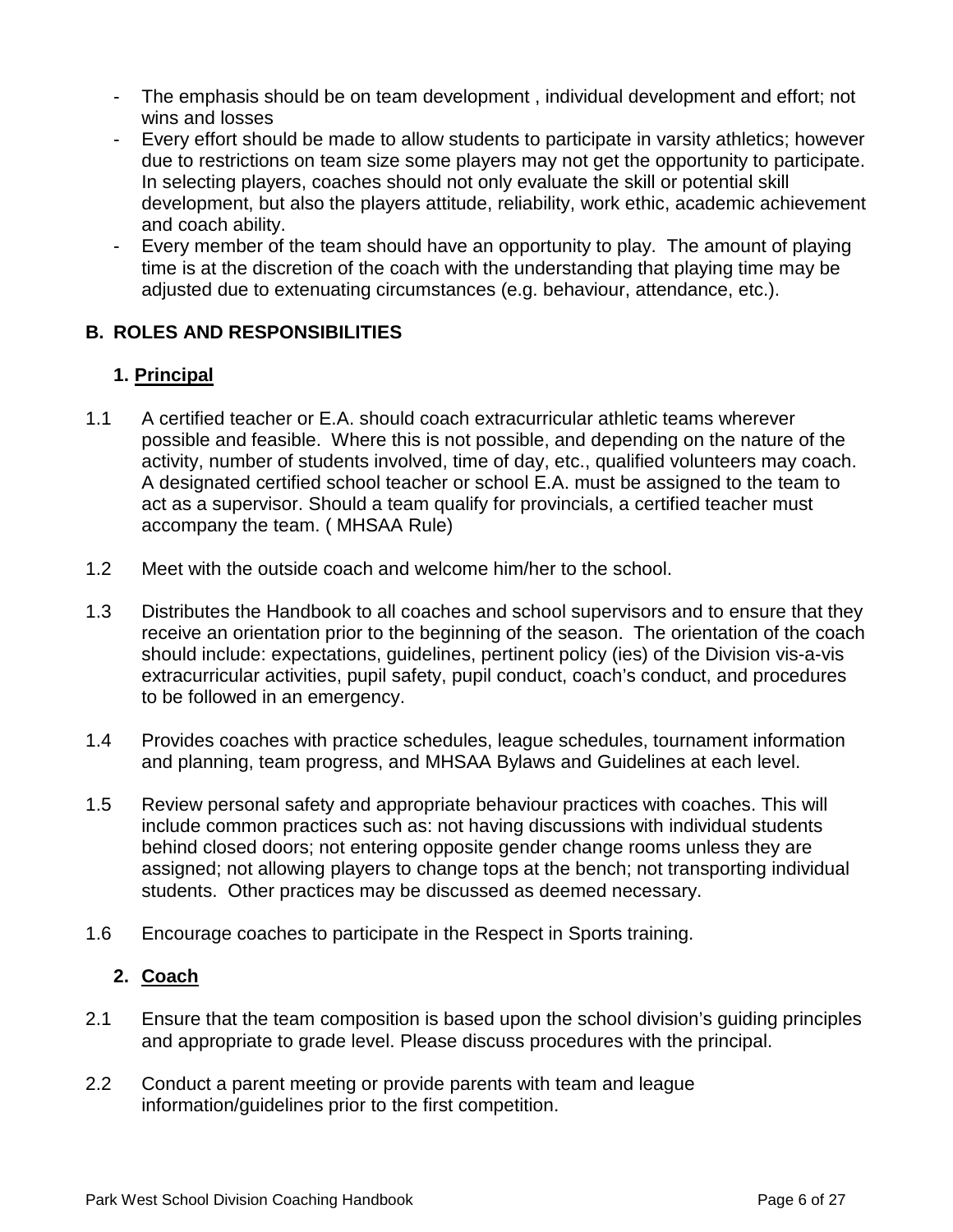- The emphasis should be on team development , individual development and effort; not wins and losses
- Every effort should be made to allow students to participate in varsity athletics; however due to restrictions on team size some players may not get the opportunity to participate. In selecting players, coaches should not only evaluate the skill or potential skill development, but also the players attitude, reliability, work ethic, academic achievement and coach ability.
- Every member of the team should have an opportunity to play. The amount of playing time is at the discretion of the coach with the understanding that playing time may be adjusted due to extenuating circumstances (e.g. behaviour, attendance, etc.).

## B. ROLES AND RESPONSIBILITIES

### 1. Principal

1.1 A certified teacher or E.A. should coach extracurricular athletic teams wherever possible and feasible. Where this is not possible, and depending on the nature of the activity, number of students involved, time of day, etc., qualified volunteers may coach. A designated certified school teacher or school E.A. must be assigned to the team to act as a supervisor. Should a team qualify for provincials, a certified teacher must accompany the team. ( MHSAA Rule)

1.2 Meet with the outside coach and welcome him/her to the school.

1.3 Distributes the Handbook to all coaches and school supervisors and to ensure that they receive an orientation prior to the beginning of the season. The orientation of the coach should include: expectations, guidelines, pertinent policy (ies) of the Division vis-a-vis extracurricular activities, pupil safety, pupil conduct, coach's conduct, and procedures to be followed in an emergency.

1.4 Provides coaches with practice schedules, league schedules, tournament information and planning, team progress, and MHSAA Bylaws and Guidelines at each level.

1.5 Review personal safety and appropriate behaviour practices with coaches. This will include common practices such as: not having discussions with individual students behind closed doors; not entering opposite gender change rooms unless they are assigned; not allowing players to change tops at the bench; not transporting individual students. Other practices may be discussed as deemed necessary.

1.6 Encourage coaches to participate in the Respect in Sports training.

### 2. Coach

2.1 Ensure that the team composition is based upon the school division's guiding principles and appropriate to grade level. Please discuss procedures with the principal.

2.2 Conduct a parent meeting or provide parents with team and league information/guidelines prior to the first competition.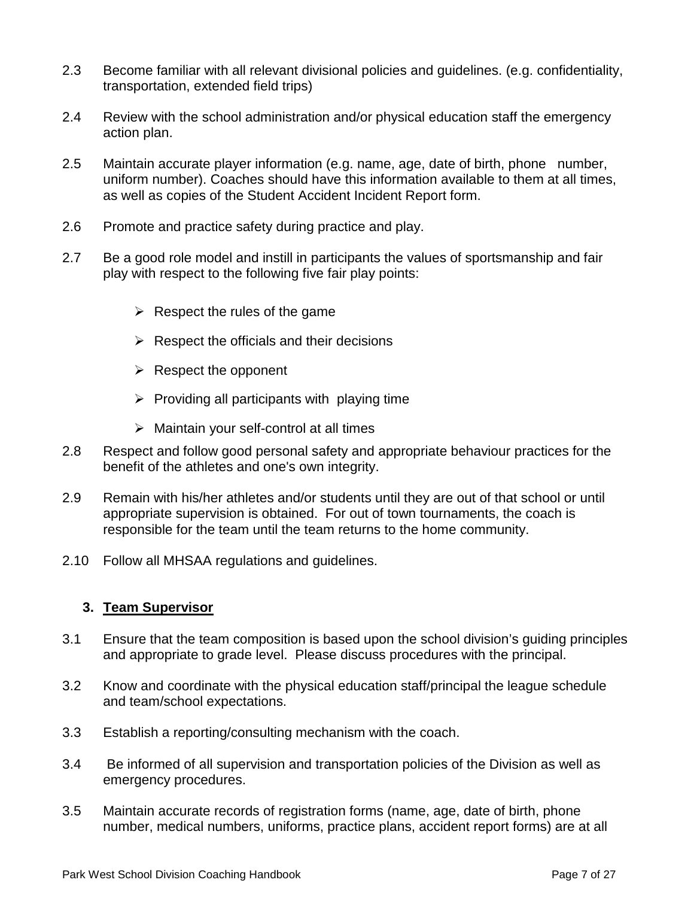2.3 Become familiar with all relevant divisional policies and guidelines. (e.g. confidentiality, transportation, extended field trips)

2.4 Review with the school administration and/or physical education staff the emergency action plan.

2.5 Maintain accurate player information (e.g. name, age, date of birth, phone number, uniform number). Coaches should have this information available to them at all times, as well as copies of the Student Accident Incident Report form.

2.6 Promote and practice safety during practice and play.

2.7 Be a good role model and instill in participants the values of sportsmanship and fair play with respect to the following five fair play points:

- Respect the rules of the game
- Respect the officials and their decisions
- Respect the opponent
- Providing all participants with playing time
- Maintain your self-control at all times

2.8 Respect and follow good personal safety and appropriate behaviour practices for the benefit of the athletes and one's own integrity.

2.9 Remain with his/her athletes and/or students until they are out of that school or until appropriate supervision is obtained. For out of town tournaments, the coach is responsible for the team until the team returns to the home community.

2.10 Follow all MHSAA regulations and guidelines.

## 3. Team Supervisor

3.1 Ensure that the team composition is based upon the school division's guiding principles and appropriate to grade level. Please discuss procedures with the principal.

3.2 Know and coordinate with the physical education staff/principal the league schedule and team/school expectations.

3.3 Establish a reporting/consulting mechanism with the coach.

3.4 Be informed of all supervision and transportation policies of the Division as well as emergency procedures.

3.5 Maintain accurate records of registration forms (name, age, date of birth, phone number, medical numbers, uniforms, practice plans, accident report forms) are at all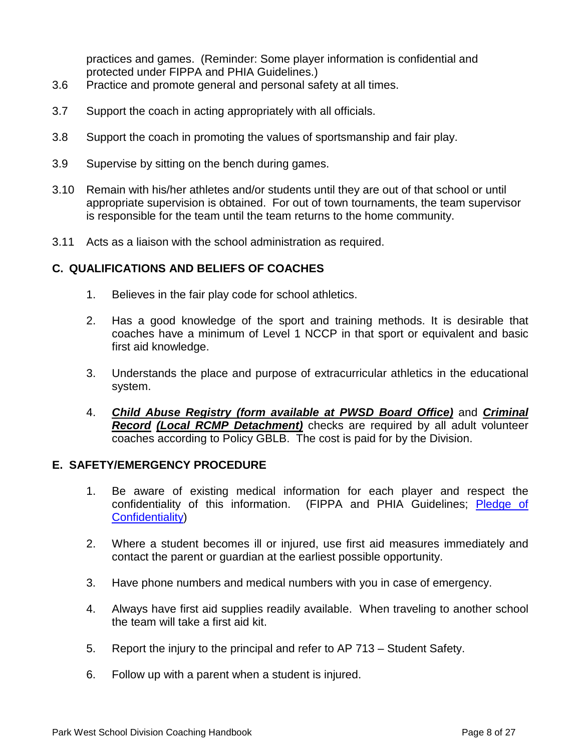practices and games. (Reminder: Some player information is confidential and protected under FIPPA and PHIA Guidelines.)

3.6 Practice and promote general and personal safety at all times.

3.7 Support the coach in acting appropriately with all officials.

3.8 Support the coach in promoting the values of sportsmanship and fair play.

3.9 Supervise by sitting on the bench during games.

3.10 Remain with his/her athletes and/or students until they are out of that school or until appropriate supervision is obtained. For out of town tournaments, the team supervisor is responsible for the team until the team returns to the home community.

3.11 Acts as a liaison with the school administration as required.

## C. QUALIFICATIONS AND BELIEFS OF COACHES

1. Believes in the fair play code for school athletics.

2. Has a good knowledge of the sport and training methods. It is desirable that coaches have a minimum of Level 1 NCCP in that sport or equivalent and basic first aid knowledge.

3. Understands the place and purpose of extracurricular athletics in the educational system.

4. ***Child Abuse Registry (form available at PWSD Board Office)*** and ***Criminal Record*** ***(Local RCMP Detachment)*** checks are required by all adult volunteer coaches according to Policy GBLB. The cost is paid for by the Division.

## E. SAFETY/EMERGENCY PROCEDURE

1. Be aware of existing medical information for each player and respect the confidentiality of this information. (FIPPA and PHIA Guidelines; Pledge of Confidentiality)

2. Where a student becomes ill or injured, use first aid measures immediately and contact the parent or guardian at the earliest possible opportunity.

3. Have phone numbers and medical numbers with you in case of emergency.

4. Always have first aid supplies readily available. When traveling to another school the team will take a first aid kit.

5. Report the injury to the principal and refer to AP 713 – Student Safety.

6. Follow up with a parent when a student is injured.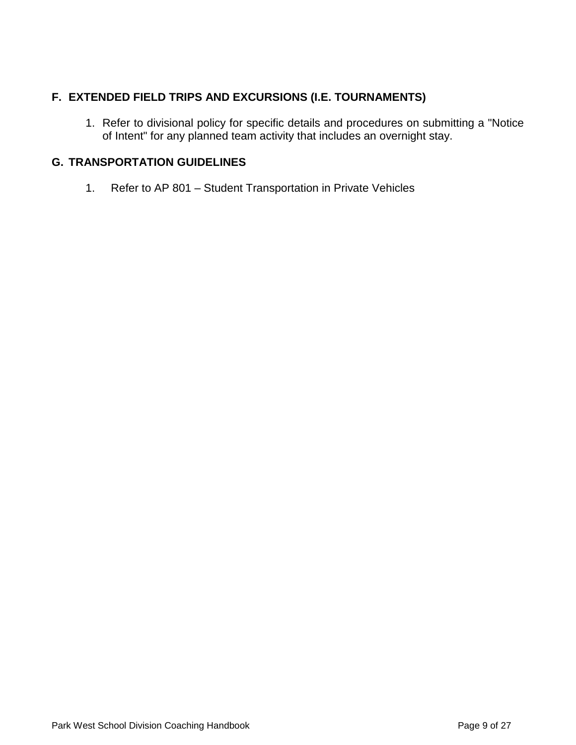## F. EXTENDED FIELD TRIPS AND EXCURSIONS (I.E. TOURNAMENTS)

1. Refer to divisional policy for specific details and procedures on submitting a "Notice of Intent" for any planned team activity that includes an overnight stay.

## G. TRANSPORTATION GUIDELINES

1. Refer to AP 801 – Student Transportation in Private Vehicles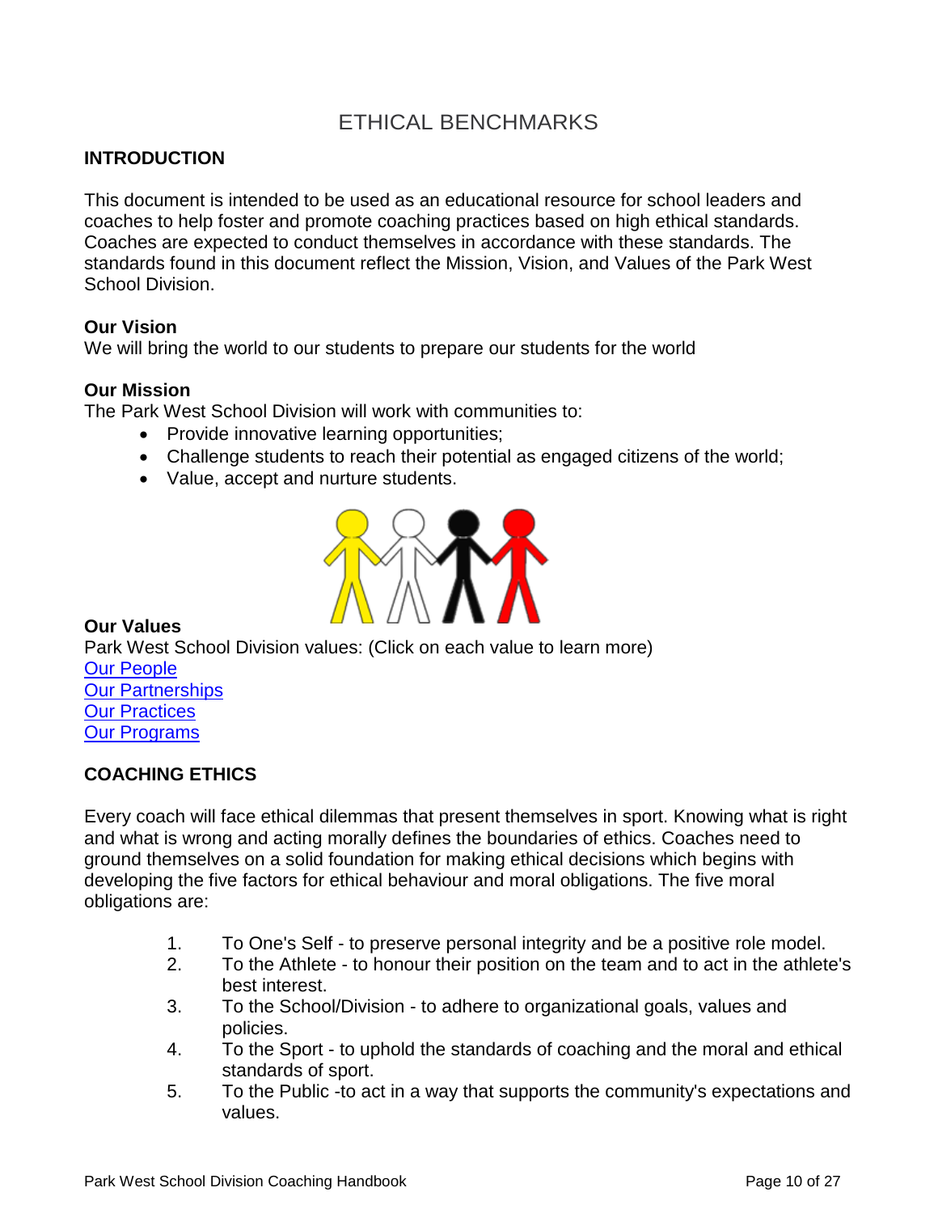# ETHICAL BENCHMARKS

## INTRODUCTION

This document is intended to be used as an educational resource for school leaders and coaches to help foster and promote coaching practices based on high ethical standards. Coaches are expected to conduct themselves in accordance with these standards. The standards found in this document reflect the Mission, Vision, and Values of the Park West School Division.

**Our Vision**
We will bring the world to our students to prepare our students for the world

**Our Mission**
The Park West School Division will work with communities to:

- Provide innovative learning opportunities;
- Challenge students to reach their potential as engaged citizens of the world;
- Value, accept and nurture students.

**Our Values**
Park West School Division values: (Click on each value to learn more)
Our People
Our Partnerships
Our Practices
Our Programs

## COACHING ETHICS

Every coach will face ethical dilemmas that present themselves in sport. Knowing what is right and what is wrong and acting morally defines the boundaries of ethics. Coaches need to ground themselves on a solid foundation for making ethical decisions which begins with developing the five factors for ethical behaviour and moral obligations. The five moral obligations are:

1. To One's Self - to preserve personal integrity and be a positive role model.
2. To the Athlete - to honour their position on the team and to act in the athlete's best interest.
3. To the School/Division - to adhere to organizational goals, values and policies.
4. To the Sport - to uphold the standards of coaching and the moral and ethical standards of sport.
5. To the Public -to act in a way that supports the community's expectations and values.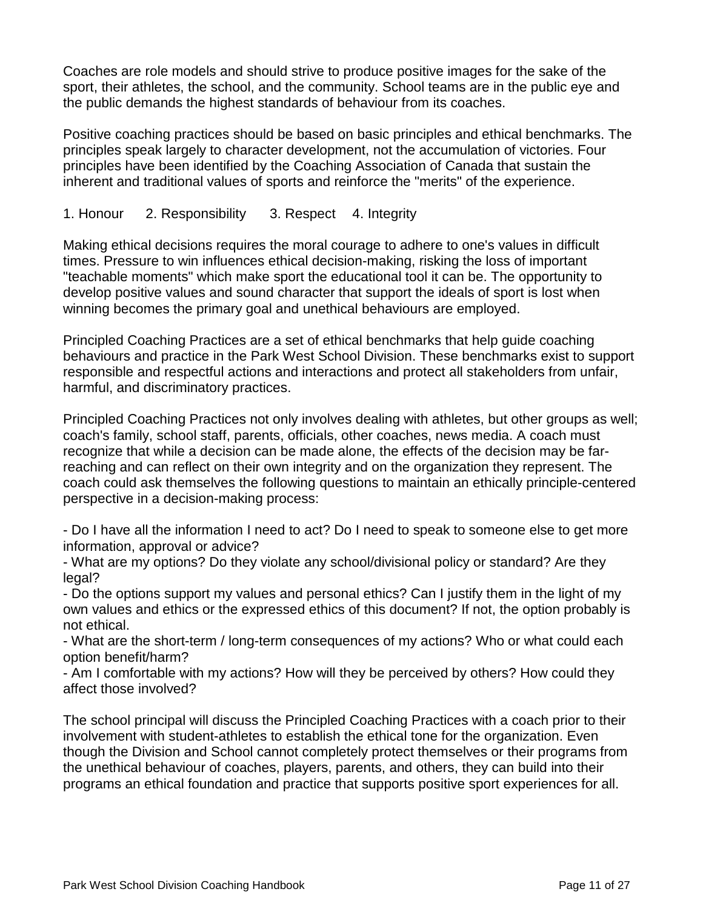Coaches are role models and should strive to produce positive images for the sake of the sport, their athletes, the school, and the community. School teams are in the public eye and the public demands the highest standards of behaviour from its coaches.

Positive coaching practices should be based on basic principles and ethical benchmarks. The principles speak largely to character development, not the accumulation of victories. Four principles have been identified by the Coaching Association of Canada that sustain the inherent and traditional values of sports and reinforce the "merits" of the experience.

1. Honour 2. Responsibility 3. Respect 4. Integrity

Making ethical decisions requires the moral courage to adhere to one's values in difficult times. Pressure to win influences ethical decision-making, risking the loss of important "teachable moments" which make sport the educational tool it can be. The opportunity to develop positive values and sound character that support the ideals of sport is lost when winning becomes the primary goal and unethical behaviours are employed.

Principled Coaching Practices are a set of ethical benchmarks that help guide coaching behaviours and practice in the Park West School Division. These benchmarks exist to support responsible and respectful actions and interactions and protect all stakeholders from unfair, harmful, and discriminatory practices.

Principled Coaching Practices not only involves dealing with athletes, but other groups as well; coach's family, school staff, parents, officials, other coaches, news media. A coach must recognize that while a decision can be made alone, the effects of the decision may be far-reaching and can reflect on their own integrity and on the organization they represent. The coach could ask themselves the following questions to maintain an ethically principle-centered perspective in a decision-making process:

- Do I have all the information I need to act? Do I need to speak to someone else to get more information, approval or advice?
- What are my options? Do they violate any school/divisional policy or standard? Are they legal?
- Do the options support my values and personal ethics? Can I justify them in the light of my own values and ethics or the expressed ethics of this document? If not, the option probably is not ethical.
- What are the short-term / long-term consequences of my actions? Who or what could each option benefit/harm?
- Am I comfortable with my actions? How will they be perceived by others? How could they affect those involved?

The school principal will discuss the Principled Coaching Practices with a coach prior to their involvement with student-athletes to establish the ethical tone for the organization. Even though the Division and School cannot completely protect themselves or their programs from the unethical behaviour of coaches, players, parents, and others, they can build into their programs an ethical foundation and practice that supports positive sport experiences for all.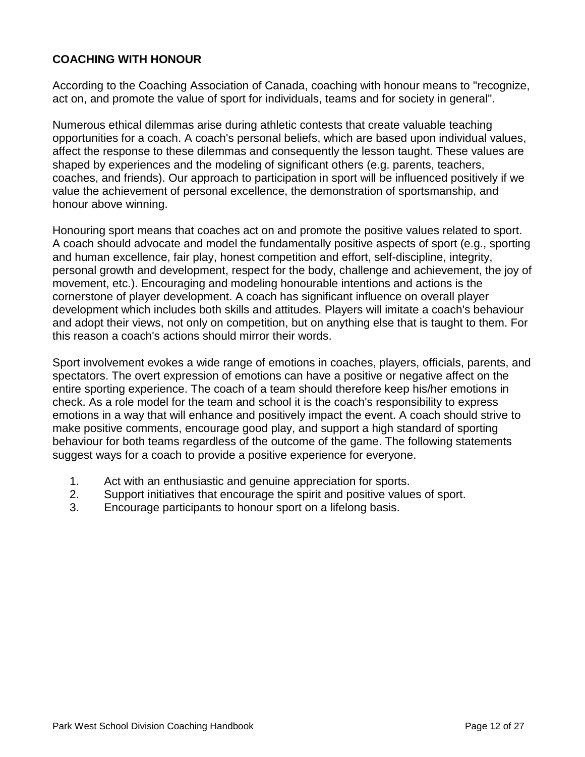**COACHING WITH HONOUR**

According to the Coaching Association of Canada, coaching with honour means to "recognize, act on, and promote the value of sport for individuals, teams and for society in general".

Numerous ethical dilemmas arise during athletic contests that create valuable teaching opportunities for a coach. A coach's personal beliefs, which are based upon individual values, affect the response to these dilemmas and consequently the lesson taught. These values are shaped by experiences and the modeling of significant others (e.g. parents, teachers, coaches, and friends). Our approach to participation in sport will be influenced positively if we value the achievement of personal excellence, the demonstration of sportsmanship, and honour above winning.

Honouring sport means that coaches act on and promote the positive values related to sport. A coach should advocate and model the fundamentally positive aspects of sport (e.g., sporting and human excellence, fair play, honest competition and effort, self-discipline, integrity, personal growth and development, respect for the body, challenge and achievement, the joy of movement, etc.). Encouraging and modeling honourable intentions and actions is the cornerstone of player development. A coach has significant influence on overall player development which includes both skills and attitudes. Players will imitate a coach's behaviour and adopt their views, not only on competition, but on anything else that is taught to them. For this reason a coach's actions should mirror their words.

Sport involvement evokes a wide range of emotions in coaches, players, officials, parents, and spectators. The overt expression of emotions can have a positive or negative affect on the entire sporting experience. The coach of a team should therefore keep his/her emotions in check. As a role model for the team and school it is the coach's responsibility to express emotions in a way that will enhance and positively impact the event. A coach should strive to make positive comments, encourage good play, and support a high standard of sporting behaviour for both teams regardless of the outcome of the game. The following statements suggest ways for a coach to provide a positive experience for everyone.

1. Act with an enthusiastic and genuine appreciation for sports.
2. Support initiatives that encourage the spirit and positive values of sport.
3. Encourage participants to honour sport on a lifelong basis.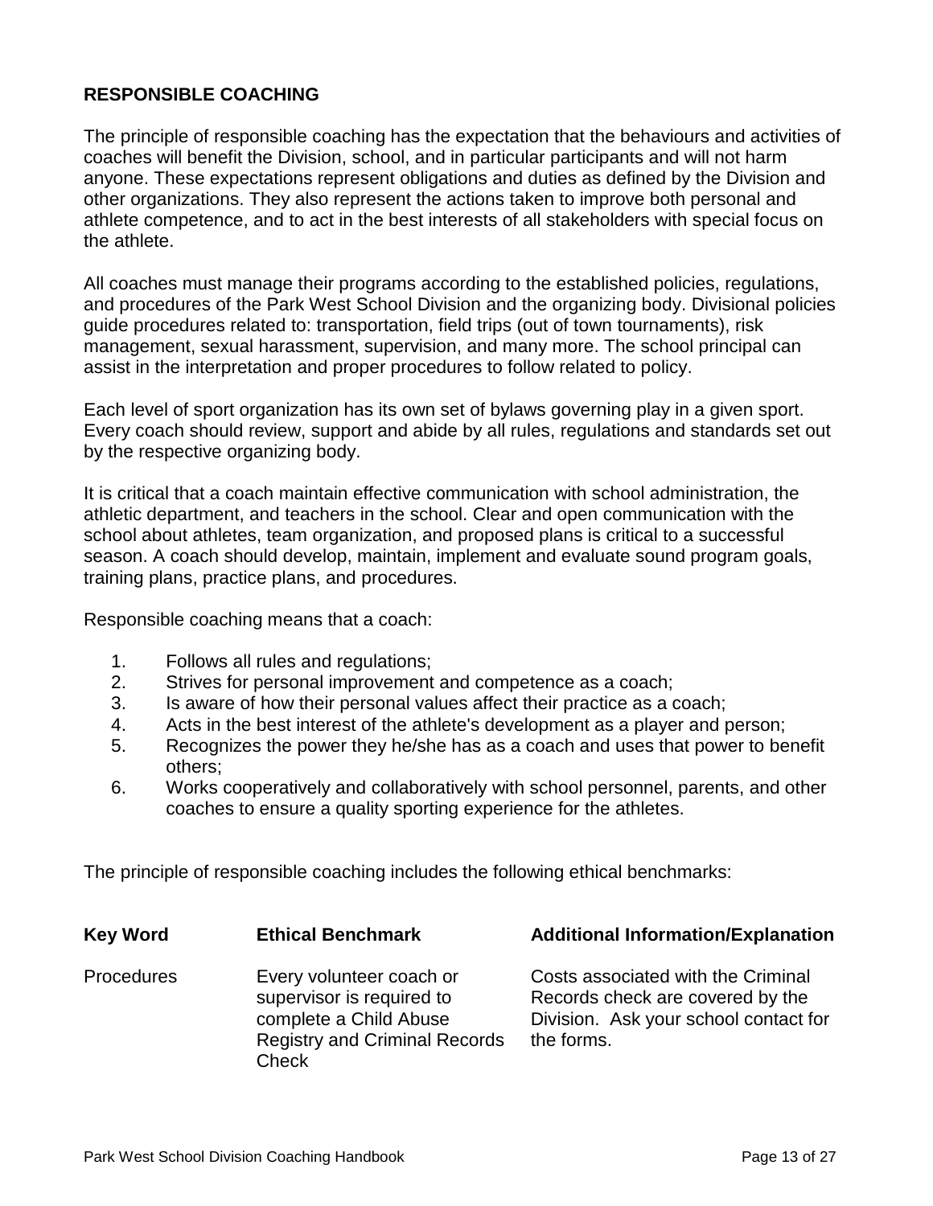## RESPONSIBLE COACHING

The principle of responsible coaching has the expectation that the behaviours and activities of coaches will benefit the Division, school, and in particular participants and will not harm anyone. These expectations represent obligations and duties as defined by the Division and other organizations. They also represent the actions taken to improve both personal and athlete competence, and to act in the best interests of all stakeholders with special focus on the athlete.

All coaches must manage their programs according to the established policies, regulations, and procedures of the Park West School Division and the organizing body. Divisional policies guide procedures related to: transportation, field trips (out of town tournaments), risk management, sexual harassment, supervision, and many more. The school principal can assist in the interpretation and proper procedures to follow related to policy.

Each level of sport organization has its own set of bylaws governing play in a given sport. Every coach should review, support and abide by all rules, regulations and standards set out by the respective organizing body.

It is critical that a coach maintain effective communication with school administration, the athletic department, and teachers in the school. Clear and open communication with the school about athletes, team organization, and proposed plans is critical to a successful season. A coach should develop, maintain, implement and evaluate sound program goals, training plans, practice plans, and procedures.

Responsible coaching means that a coach:

1. Follows all rules and regulations;
2. Strives for personal improvement and competence as a coach;
3. Is aware of how their personal values affect their practice as a coach;
4. Acts in the best interest of the athlete's development as a player and person;
5. Recognizes the power they he/she has as a coach and uses that power to benefit others;
6. Works cooperatively and collaboratively with school personnel, parents, and other coaches to ensure a quality sporting experience for the athletes.

The principle of responsible coaching includes the following ethical benchmarks:

| Key Word | Ethical Benchmark | Additional Information/Explanation |
|---|---|---|
| Procedures | Every volunteer coach or supervisor is required to complete a Child Abuse Registry and Criminal Records Check | Costs associated with the Criminal Records check are covered by the Division. Ask your school contact for the forms. |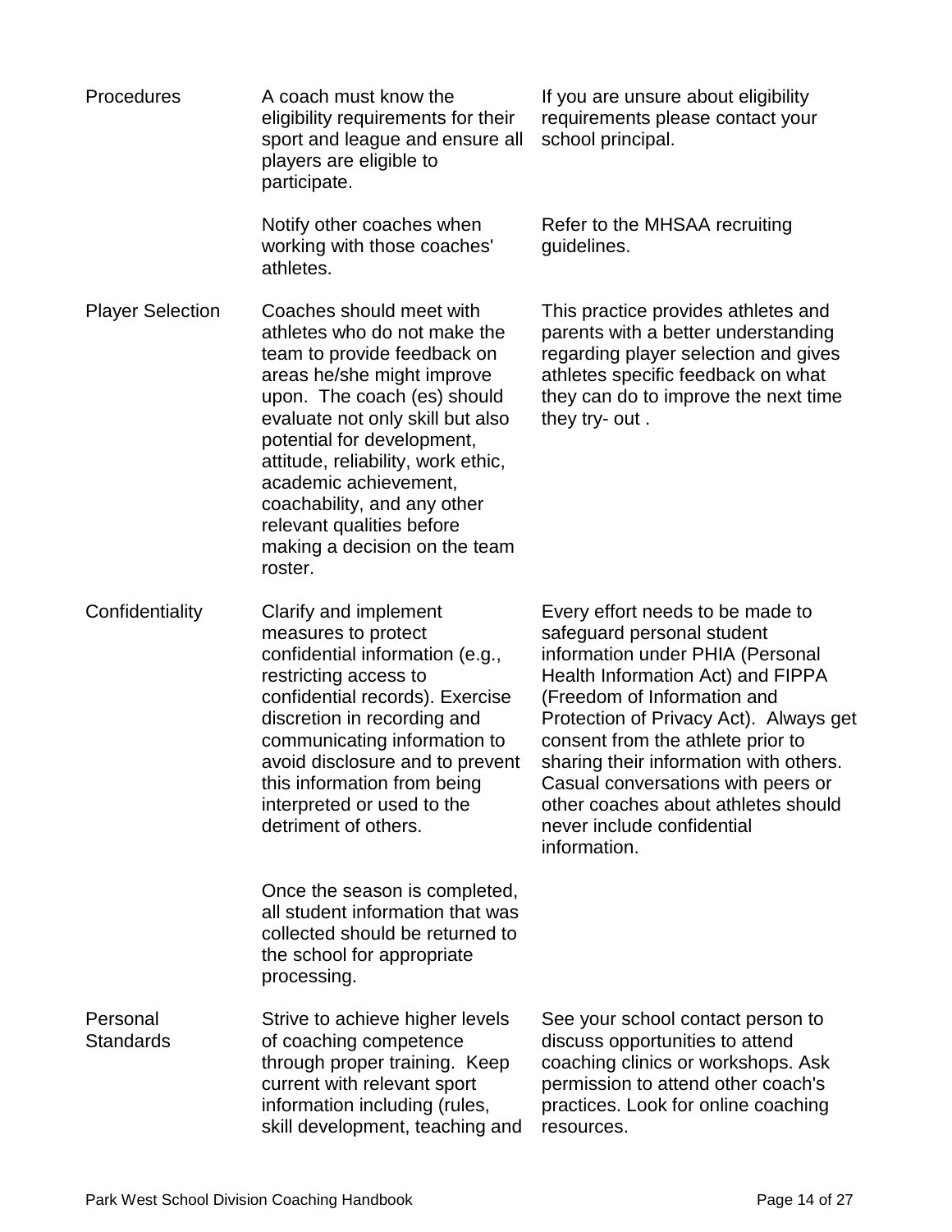| | | |
|---|---|---|
| Procedures | A coach must know the eligibility requirements for their sport and league and ensure all players are eligible to participate. | If you are unsure about eligibility requirements please contact your school principal. |
| | Notify other coaches when working with those coaches' athletes. | Refer to the MHSAA recruiting guidelines. |
| Player Selection | Coaches should meet with athletes who do not make the team to provide feedback on areas he/she might improve upon. The coach (es) should evaluate not only skill but also potential for development, attitude, reliability, work ethic, academic achievement, coachability, and any other relevant qualities before making a decision on the team roster. | This practice provides athletes and parents with a better understanding regarding player selection and gives athletes specific feedback on what they can do to improve the next time they try- out . |
| Confidentiality | Clarify and implement measures to protect confidential information (e.g., restricting access to confidential records). Exercise discretion in recording and communicating information to avoid disclosure and to prevent this information from being interpreted or used to the detriment of others. | Every effort needs to be made to safeguard personal student information under PHIA (Personal Health Information Act) and FIPPA (Freedom of Information and Protection of Privacy Act). Always get consent from the athlete prior to sharing their information with others. Casual conversations with peers or other coaches about athletes should never include confidential information. |
| | Once the season is completed, all student information that was collected should be returned to the school for appropriate processing. | |
| Personal Standards | Strive to achieve higher levels of coaching competence through proper training. Keep current with relevant sport information including (rules, skill development, teaching and | See your school contact person to discuss opportunities to attend coaching clinics or workshops. Ask permission to attend other coach's practices. Look for online coaching resources. |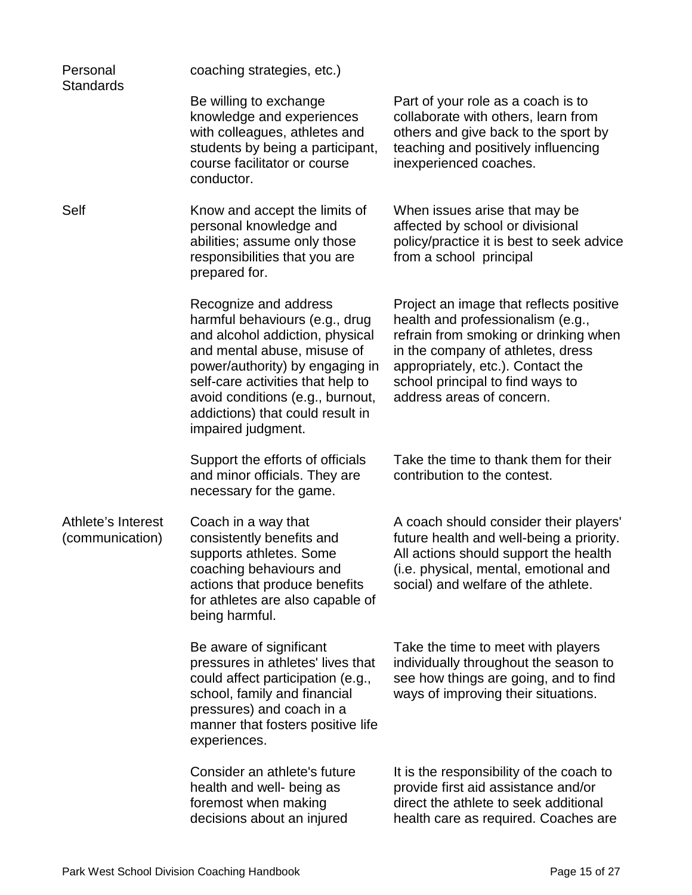| | | |
|---|---|---|
| Personal Standards | coaching strategies, etc.) | |
| | Be willing to exchange knowledge and experiences with colleagues, athletes and students by being a participant, course facilitator or course conductor. | Part of your role as a coach is to collaborate with others, learn from others and give back to the sport by teaching and positively influencing inexperienced coaches. |
| Self | Know and accept the limits of personal knowledge and abilities; assume only those responsibilities that you are prepared for. | When issues arise that may be affected by school or divisional policy/practice it is best to seek advice from a school principal |
| | Recognize and address harmful behaviours (e.g., drug and alcohol addiction, physical and mental abuse, misuse of power/authority) by engaging in self-care activities that help to avoid conditions (e.g., burnout, addictions) that could result in impaired judgment. | Project an image that reflects positive health and professionalism (e.g., refrain from smoking or drinking when in the company of athletes, dress appropriately, etc.). Contact the school principal to find ways to address areas of concern. |
| | Support the efforts of officials and minor officials. They are necessary for the game. | Take the time to thank them for their contribution to the contest. |
| Athlete's Interest (communication) | Coach in a way that consistently benefits and supports athletes. Some coaching behaviours and actions that produce benefits for athletes are also capable of being harmful. | A coach should consider their players' future health and well-being a priority. All actions should support the health (i.e. physical, mental, emotional and social) and welfare of the athlete. |
| | Be aware of significant pressures in athletes' lives that could affect participation (e.g., school, family and financial pressures) and coach in a manner that fosters positive life experiences. | Take the time to meet with players individually throughout the season to see how things are going, and to find ways of improving their situations. |
| | Consider an athlete's future health and well- being as foremost when making decisions about an injured | It is the responsibility of the coach to provide first aid assistance and/or direct the athlete to seek additional health care as required. Coaches are |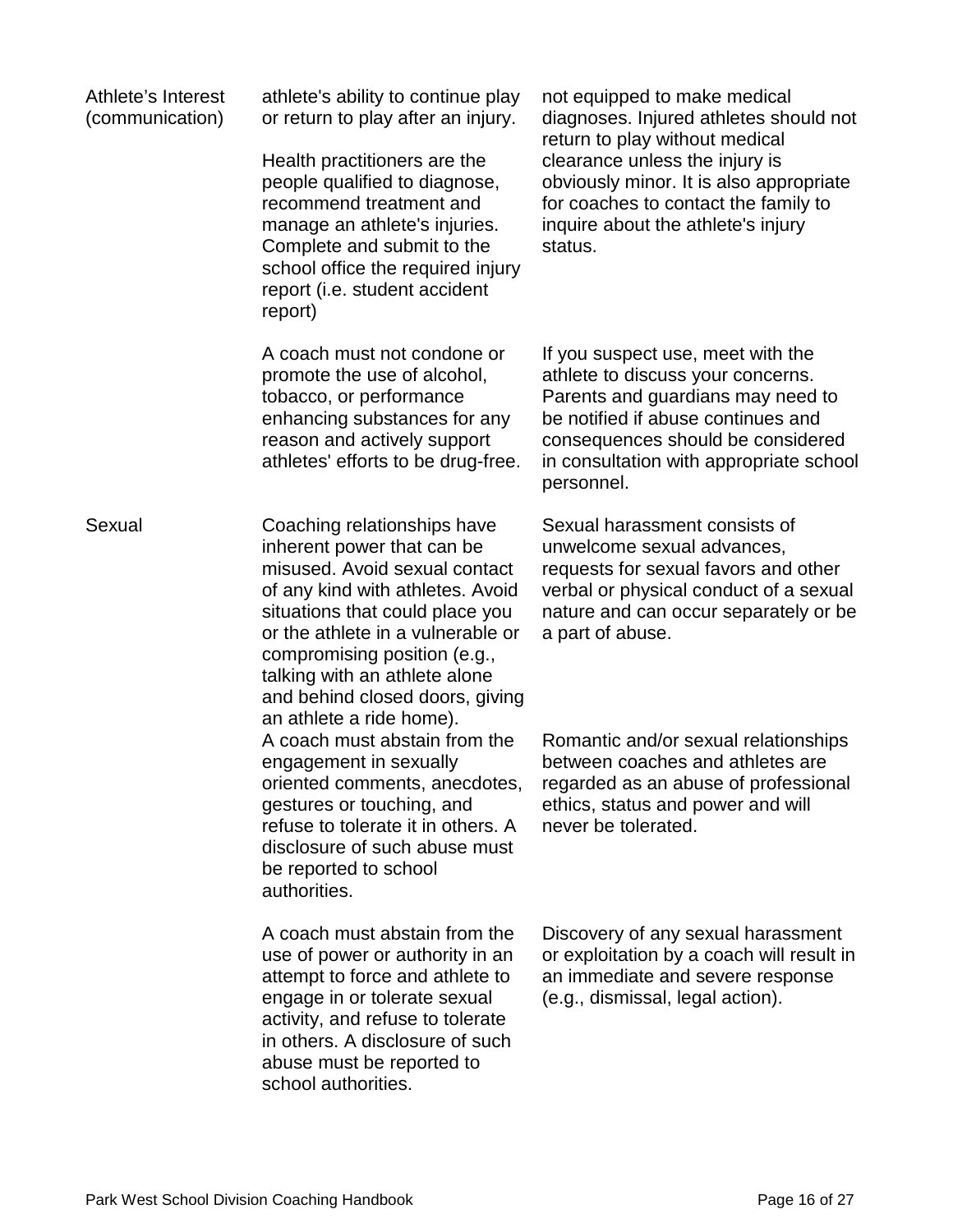| | | |
|---|---|---|
| Athlete's Interest (communication) | athlete's ability to continue play or return to play after an injury.<br><br>Health practitioners are the people qualified to diagnose, recommend treatment and manage an athlete's injuries. Complete and submit to the school office the required injury report (i.e. student accident report) | not equipped to make medical diagnoses. Injured athletes should not return to play without medical clearance unless the injury is obviously minor. It is also appropriate for coaches to contact the family to inquire about the athlete's injury status. |
| | A coach must not condone or promote the use of alcohol, tobacco, or performance enhancing substances for any reason and actively support athletes' efforts to be drug-free. | If you suspect use, meet with the athlete to discuss your concerns. Parents and guardians may need to be notified if abuse continues and consequences should be considered in consultation with appropriate school personnel. |
| Sexual | Coaching relationships have inherent power that can be misused. Avoid sexual contact of any kind with athletes. Avoid situations that could place you or the athlete in a vulnerable or compromising position (e.g., talking with an athlete alone and behind closed doors, giving an athlete a ride home). | Sexual harassment consists of unwelcome sexual advances, requests for sexual favors and other verbal or physical conduct of a sexual nature and can occur separately or be a part of abuse. |
| | A coach must abstain from the engagement in sexually oriented comments, anecdotes, gestures or touching, and refuse to tolerate it in others. A disclosure of such abuse must be reported to school authorities. | Romantic and/or sexual relationships between coaches and athletes are regarded as an abuse of professional ethics, status and power and will never be tolerated. |
| | A coach must abstain from the use of power or authority in an attempt to force and athlete to engage in or tolerate sexual activity, and refuse to tolerate in others. A disclosure of such abuse must be reported to school authorities. | Discovery of any sexual harassment or exploitation by a coach will result in an immediate and severe response (e.g., dismissal, legal action). |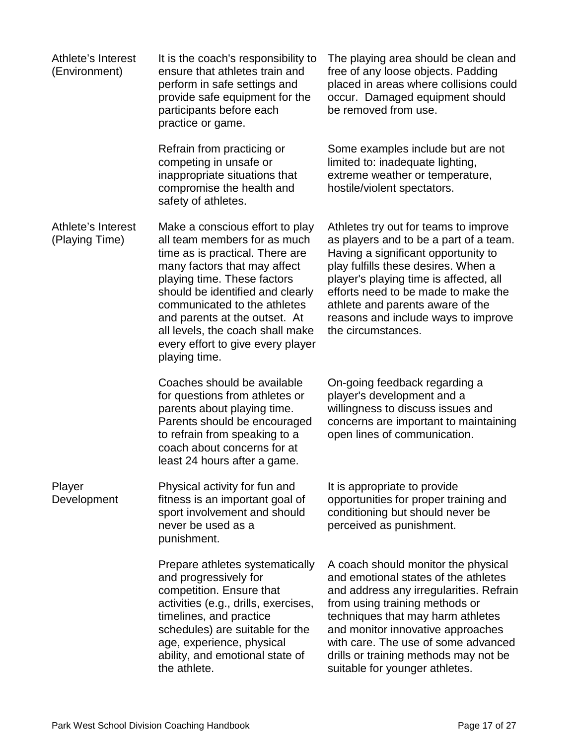| | | |
|---|---|---|
| Athlete's Interest (Environment) | It is the coach's responsibility to ensure that athletes train and perform in safe settings and provide safe equipment for the participants before each practice or game. | The playing area should be clean and free of any loose objects. Padding placed in areas where collisions could occur. Damaged equipment should be removed from use. |
| | Refrain from practicing or competing in unsafe or inappropriate situations that compromise the health and safety of athletes. | Some examples include but are not limited to: inadequate lighting, extreme weather or temperature, hostile/violent spectators. |
| Athlete's Interest (Playing Time) | Make a conscious effort to play all team members for as much time as is practical. There are many factors that may affect playing time. These factors should be identified and clearly communicated to the athletes and parents at the outset. At all levels, the coach shall make every effort to give every player playing time. | Athletes try out for teams to improve as players and to be a part of a team. Having a significant opportunity to play fulfills these desires. When a player's playing time is affected, all efforts need to be made to make the athlete and parents aware of the reasons and include ways to improve the circumstances. |
| | Coaches should be available for questions from athletes or parents about playing time. Parents should be encouraged to refrain from speaking to a coach about concerns for at least 24 hours after a game. | On-going feedback regarding a player's development and a willingness to discuss issues and concerns are important to maintaining open lines of communication. |
| Player Development | Physical activity for fun and fitness is an important goal of sport involvement and should never be used as a punishment. | It is appropriate to provide opportunities for proper training and conditioning but should never be perceived as punishment. |
| | Prepare athletes systematically and progressively for competition. Ensure that activities (e.g., drills, exercises, timelines, and practice schedules) are suitable for the age, experience, physical ability, and emotional state of the athlete. | A coach should monitor the physical and emotional states of the athletes and address any irregularities. Refrain from using training methods or techniques that may harm athletes and monitor innovative approaches with care. The use of some advanced drills or training methods may not be suitable for younger athletes. |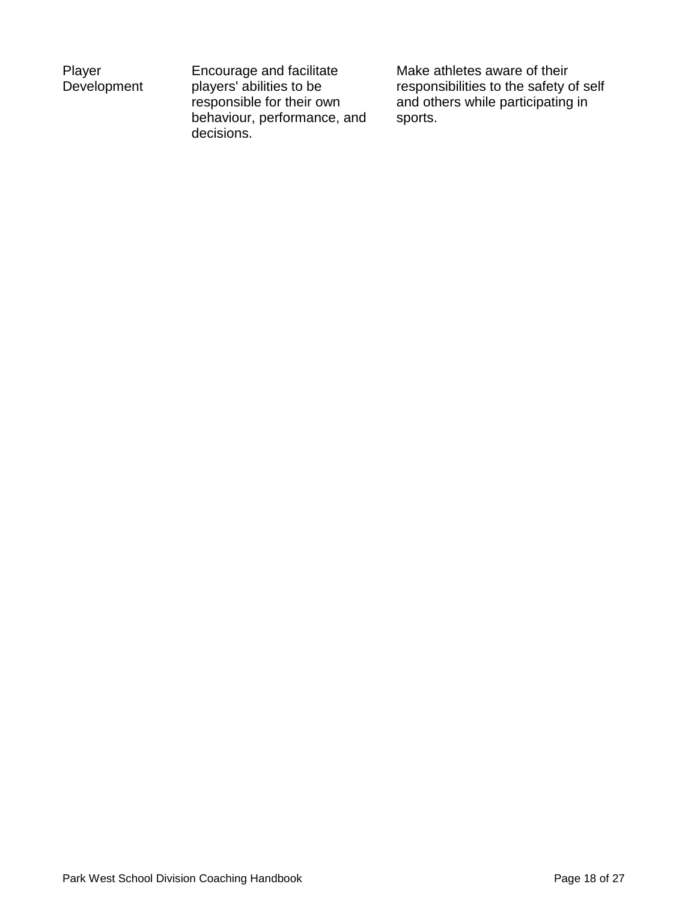| | | |
|---|---|---|
| Player Development | Encourage and facilitate players' abilities to be responsible for their own behaviour, performance, and decisions. | Make athletes aware of their responsibilities to the safety of self and others while participating in sports. |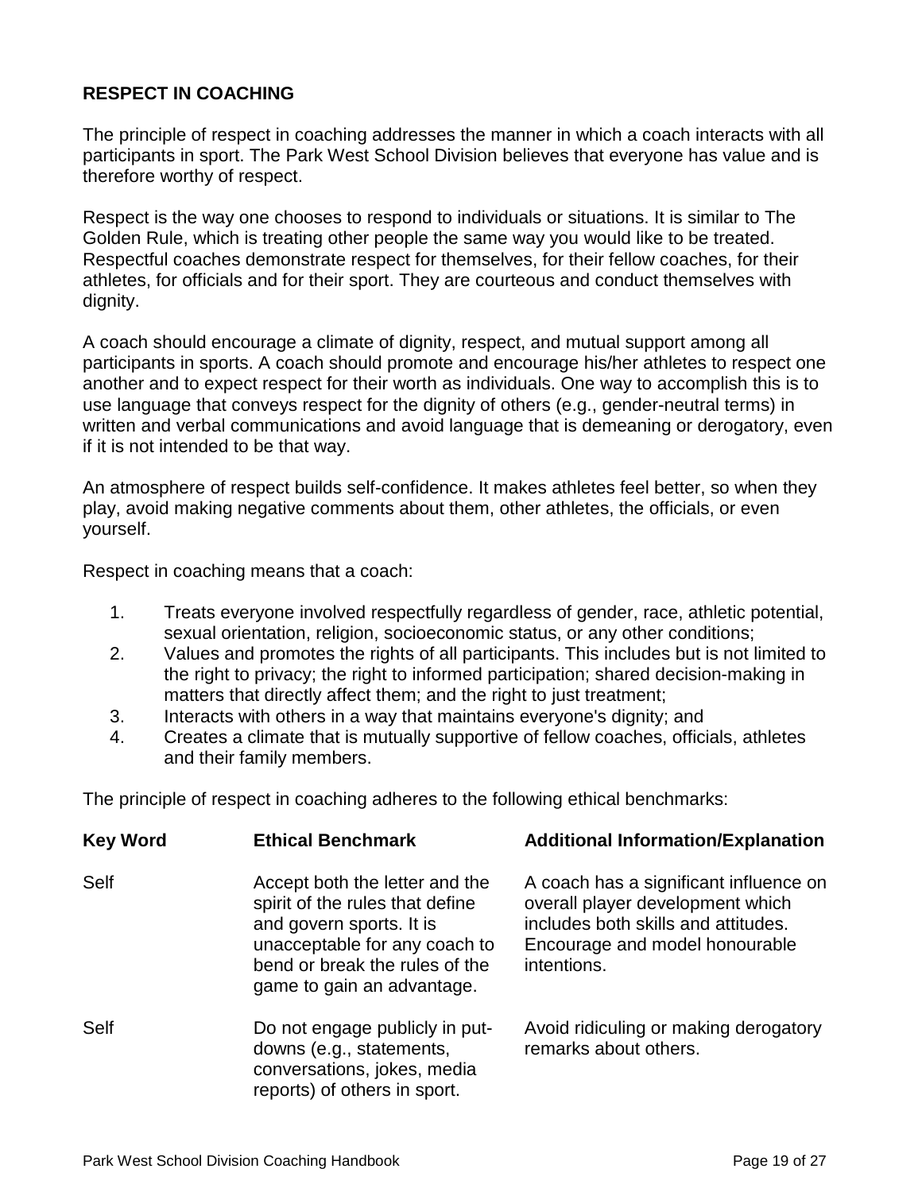## RESPECT IN COACHING

The principle of respect in coaching addresses the manner in which a coach interacts with all participants in sport. The Park West School Division believes that everyone has value and is therefore worthy of respect.

Respect is the way one chooses to respond to individuals or situations. It is similar to The Golden Rule, which is treating other people the same way you would like to be treated. Respectful coaches demonstrate respect for themselves, for their fellow coaches, for their athletes, for officials and for their sport. They are courteous and conduct themselves with dignity.

A coach should encourage a climate of dignity, respect, and mutual support among all participants in sports. A coach should promote and encourage his/her athletes to respect one another and to expect respect for their worth as individuals. One way to accomplish this is to use language that conveys respect for the dignity of others (e.g., gender-neutral terms) in written and verbal communications and avoid language that is demeaning or derogatory, even if it is not intended to be that way.

An atmosphere of respect builds self-confidence. It makes athletes feel better, so when they play, avoid making negative comments about them, other athletes, the officials, or even yourself.

Respect in coaching means that a coach:

1. Treats everyone involved respectfully regardless of gender, race, athletic potential, sexual orientation, religion, socioeconomic status, or any other conditions;
2. Values and promotes the rights of all participants. This includes but is not limited to the right to privacy; the right to informed participation; shared decision-making in matters that directly affect them; and the right to just treatment;
3. Interacts with others in a way that maintains everyone's dignity; and
4. Creates a climate that is mutually supportive of fellow coaches, officials, athletes and their family members.

The principle of respect in coaching adheres to the following ethical benchmarks:

| Key Word | Ethical Benchmark | Additional Information/Explanation |
|---|---|---|
| Self | Accept both the letter and the spirit of the rules that define and govern sports. It is unacceptable for any coach to bend or break the rules of the game to gain an advantage. | A coach has a significant influence on overall player development which includes both skills and attitudes. Encourage and model honourable intentions. |
| Self | Do not engage publicly in put-downs (e.g., statements, conversations, jokes, media reports) of others in sport. | Avoid ridiculing or making derogatory remarks about others. |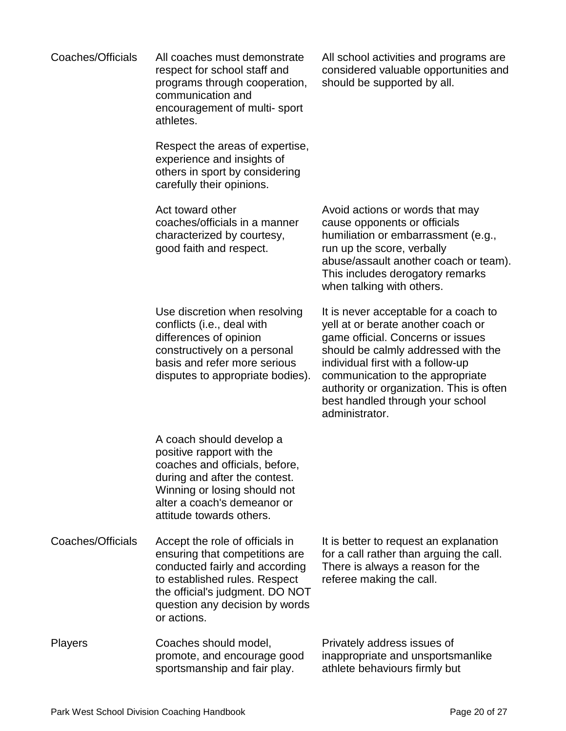| | | |
|---|---|---|
| Coaches/Officials | All coaches must demonstrate respect for school staff and programs through cooperation, communication and encouragement of multi- sport athletes. | All school activities and programs are considered valuable opportunities and should be supported by all. |
| | Respect the areas of expertise, experience and insights of others in sport by considering carefully their opinions. | |
| | Act toward other coaches/officials in a manner characterized by courtesy, good faith and respect. | Avoid actions or words that may cause opponents or officials humiliation or embarrassment (e.g., run up the score, verbally abuse/assault another coach or team). This includes derogatory remarks when talking with others. |
| | Use discretion when resolving conflicts (i.e., deal with differences of opinion constructively on a personal basis and refer more serious disputes to appropriate bodies). | It is never acceptable for a coach to yell at or berate another coach or game official. Concerns or issues should be calmly addressed with the individual first with a follow-up communication to the appropriate authority or organization. This is often best handled through your school administrator. |
| | A coach should develop a positive rapport with the coaches and officials, before, during and after the contest. Winning or losing should not alter a coach's demeanor or attitude towards others. | |
| Coaches/Officials | Accept the role of officials in ensuring that competitions are conducted fairly and according to established rules. Respect the official's judgment. DO NOT question any decision by words or actions. | It is better to request an explanation for a call rather than arguing the call. There is always a reason for the referee making the call. |
| Players | Coaches should model, promote, and encourage good sportsmanship and fair play. | Privately address issues of inappropriate and unsportsmanlike athlete behaviours firmly but |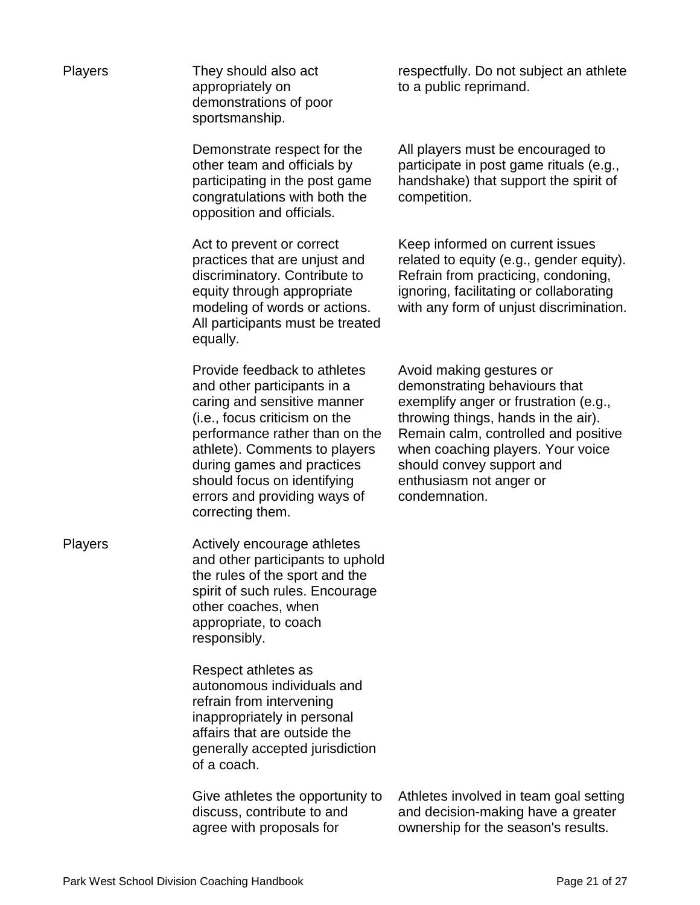| | | |
|---|---|---|
| Players | They should also act appropriately on demonstrations of poor sportsmanship. | respectfully. Do not subject an athlete to a public reprimand. |
| | Demonstrate respect for the other team and officials by participating in the post game congratulations with both the opposition and officials. | All players must be encouraged to participate in post game rituals (e.g., handshake) that support the spirit of competition. |
| | Act to prevent or correct practices that are unjust and discriminatory. Contribute to equity through appropriate modeling of words or actions. All participants must be treated equally. | Keep informed on current issues related to equity (e.g., gender equity). Refrain from practicing, condoning, ignoring, facilitating or collaborating with any form of unjust discrimination. |
| | Provide feedback to athletes and other participants in a caring and sensitive manner (i.e., focus criticism on the performance rather than on the athlete). Comments to players during games and practices should focus on identifying errors and providing ways of correcting them. | Avoid making gestures or demonstrating behaviours that exemplify anger or frustration (e.g., throwing things, hands in the air). Remain calm, controlled and positive when coaching players. Your voice should convey support and enthusiasm not anger or condemnation. |
| Players | Actively encourage athletes and other participants to uphold the rules of the sport and the spirit of such rules. Encourage other coaches, when appropriate, to coach responsibly. | |
| | Respect athletes as autonomous individuals and refrain from intervening inappropriately in personal affairs that are outside the generally accepted jurisdiction of a coach. | |
| | Give athletes the opportunity to discuss, contribute to and agree with proposals for | Athletes involved in team goal setting and decision-making have a greater ownership for the season's results. |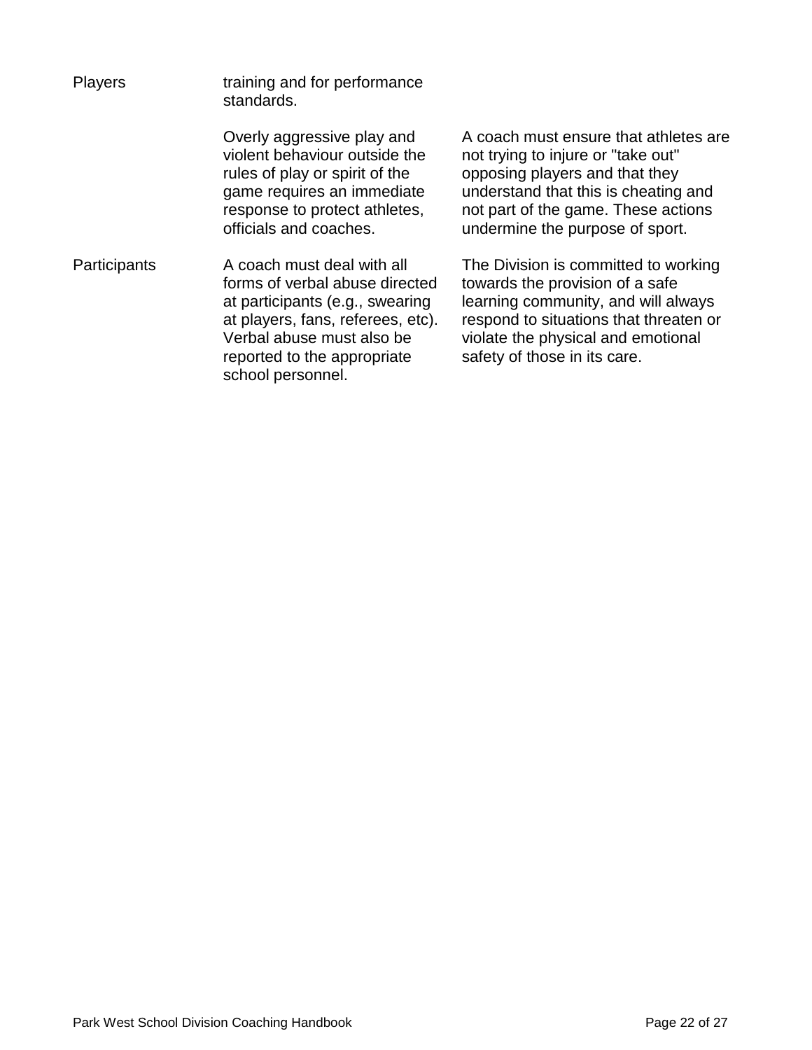| | | |
|---|---|---|
| Players | training and for performance standards. | |
| | Overly aggressive play and violent behaviour outside the rules of play or spirit of the game requires an immediate response to protect athletes, officials and coaches. | A coach must ensure that athletes are not trying to injure or "take out" opposing players and that they understand that this is cheating and not part of the game. These actions undermine the purpose of sport. |
| Participants | A coach must deal with all forms of verbal abuse directed at participants (e.g., swearing at players, fans, referees, etc). Verbal abuse must also be reported to the appropriate school personnel. | The Division is committed to working towards the provision of a safe learning community, and will always respond to situations that threaten or violate the physical and emotional safety of those in its care. |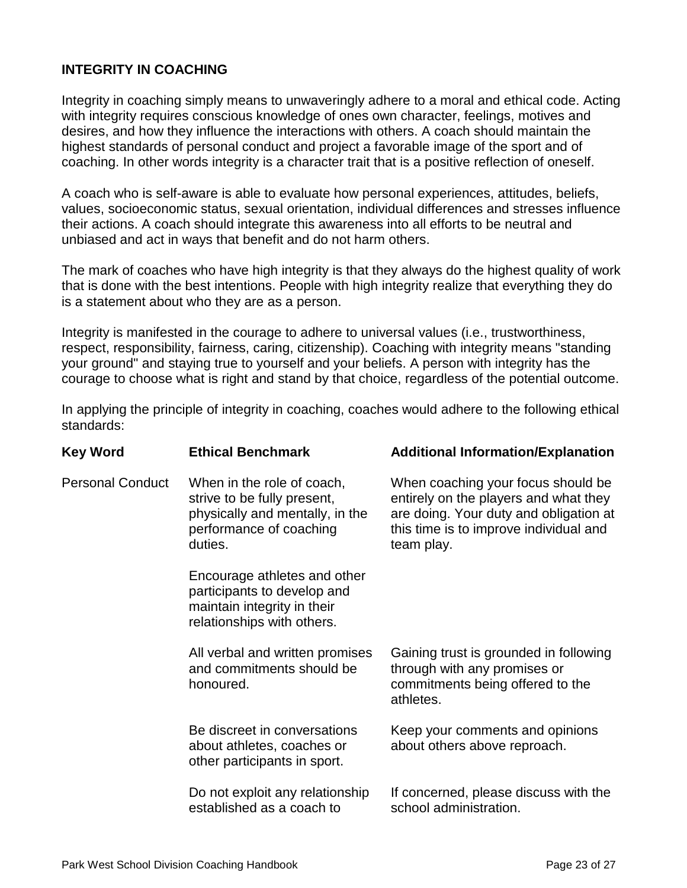**INTEGRITY IN COACHING**

Integrity in coaching simply means to unwaveringly adhere to a moral and ethical code. Acting with integrity requires conscious knowledge of ones own character, feelings, motives and desires, and how they influence the interactions with others. A coach should maintain the highest standards of personal conduct and project a favorable image of the sport and of coaching. In other words integrity is a character trait that is a positive reflection of oneself.

A coach who is self-aware is able to evaluate how personal experiences, attitudes, beliefs, values, socioeconomic status, sexual orientation, individual differences and stresses influence their actions. A coach should integrate this awareness into all efforts to be neutral and unbiased and act in ways that benefit and do not harm others.

The mark of coaches who have high integrity is that they always do the highest quality of work that is done with the best intentions. People with high integrity realize that everything they do is a statement about who they are as a person.

Integrity is manifested in the courage to adhere to universal values (i.e., trustworthiness, respect, responsibility, fairness, caring, citizenship). Coaching with integrity means "standing your ground" and staying true to yourself and your beliefs. A person with integrity has the courage to choose what is right and stand by that choice, regardless of the potential outcome.

In applying the principle of integrity in coaching, coaches would adhere to the following ethical standards:

| Key Word | Ethical Benchmark | Additional Information/Explanation |
|---|---|---|
| Personal Conduct | When in the role of coach, strive to be fully present, physically and mentally, in the performance of coaching duties. | When coaching your focus should be entirely on the players and what they are doing. Your duty and obligation at this time is to improve individual and team play. |
| | Encourage athletes and other participants to develop and maintain integrity in their relationships with others. | |
| | All verbal and written promises and commitments should be honoured. | Gaining trust is grounded in following through with any promises or commitments being offered to the athletes. |
| | Be discreet in conversations about athletes, coaches or other participants in sport. | Keep your comments and opinions about others above reproach. |
| | Do not exploit any relationship established as a coach to | If concerned, please discuss with the school administration. |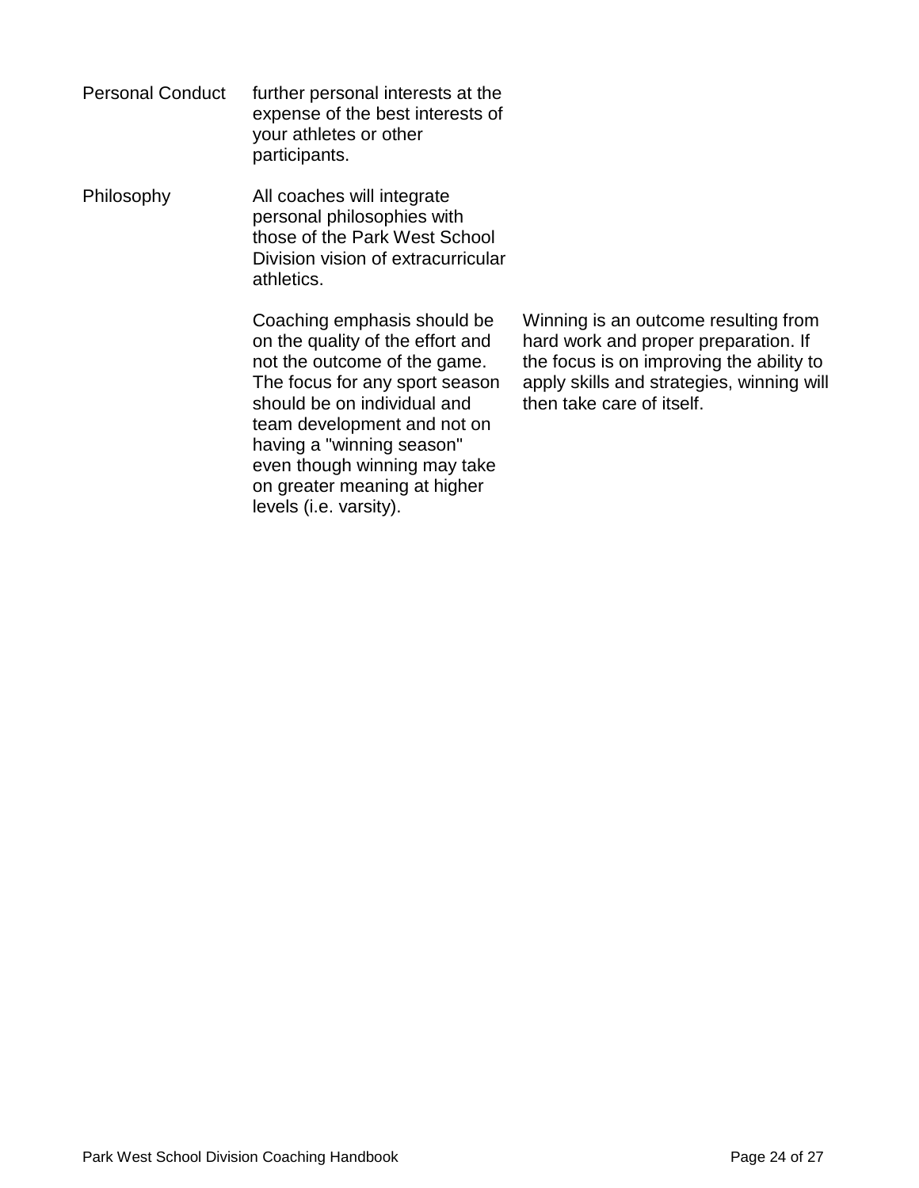| | | |
|---|---|---|
| Personal Conduct | further personal interests at the expense of the best interests of your athletes or other participants. | |
| Philosophy | All coaches will integrate personal philosophies with those of the Park West School Division vision of extracurricular athletics. | |
| | Coaching emphasis should be on the quality of the effort and not the outcome of the game. The focus for any sport season should be on individual and team development and not on having a "winning season" even though winning may take on greater meaning at higher levels (i.e. varsity). | Winning is an outcome resulting from hard work and proper preparation. If the focus is on improving the ability to apply skills and strategies, winning will then take care of itself. |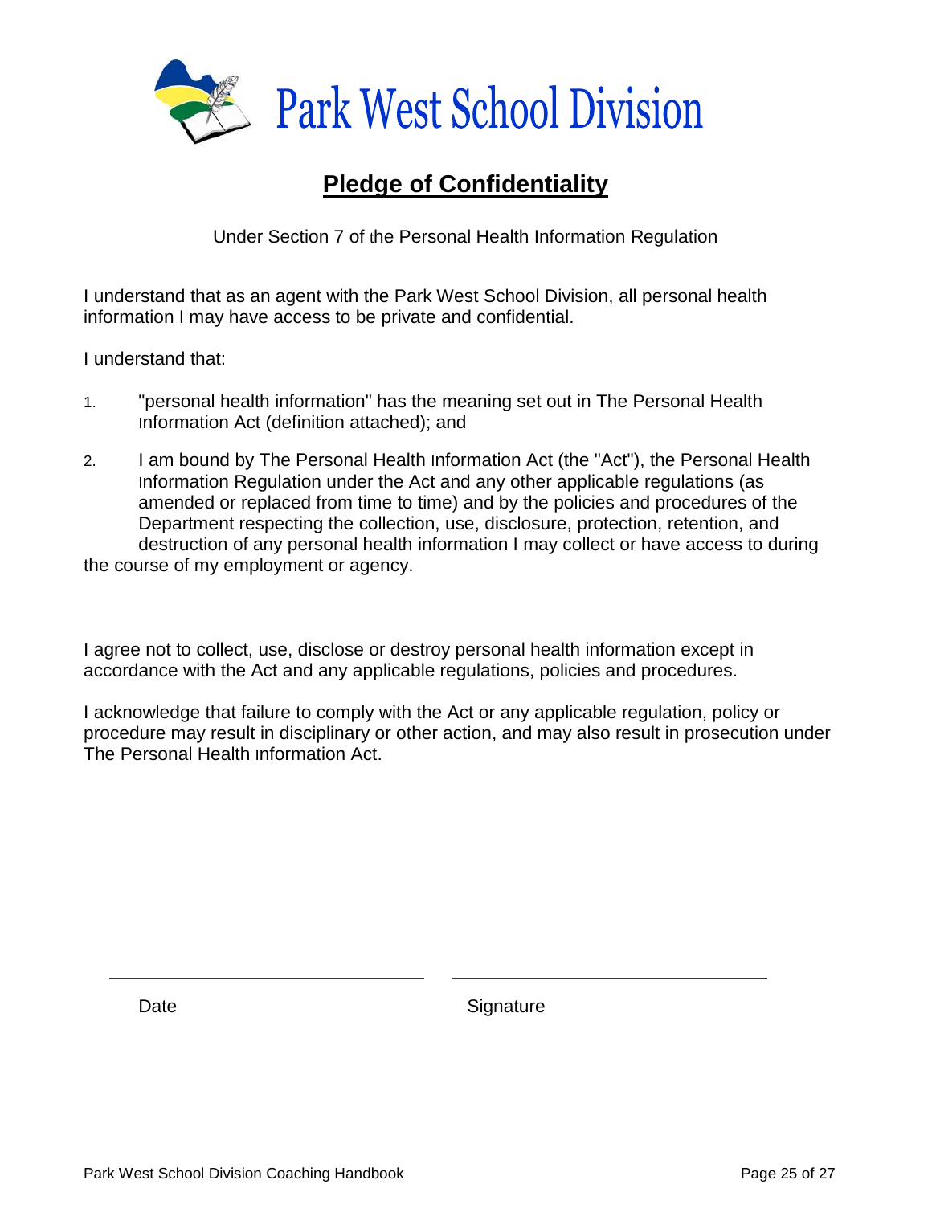Park West School Division

## Pledge of Confidentiality

Under Section 7 of the Personal Health Information Regulation

I understand that as an agent with the Park West School Division, all personal health information I may have access to be private and confidential.

I understand that:

1. "personal health information" has the meaning set out in The Personal Health Information Act (definition attached); and
2. I am bound by The Personal Health Information Act (the "Act"), the Personal Health Information Regulation under the Act and any other applicable regulations (as amended or replaced from time to time) and by the policies and procedures of the Department respecting the collection, use, disclosure, protection, retention, and destruction of any personal health information I may collect or have access to during the course of my employment or agency.

I agree not to collect, use, disclose or destroy personal health information except in accordance with the Act and any applicable regulations, policies and procedures.

I acknowledge that failure to comply with the Act or any applicable regulation, policy or procedure may result in disciplinary or other action, and may also result in prosecution under The Personal Health Information Act.

| \_\_\_\_\_\_\_\_\_\_\_\_\_\_\_\_\_\_\_\_\_\_\_\_\_\_\_\_ | \_\_\_\_\_\_\_\_\_\_\_\_\_\_\_\_\_\_\_\_\_\_\_\_\_\_\_\_ |
| --- | --- |
| Date | Signature |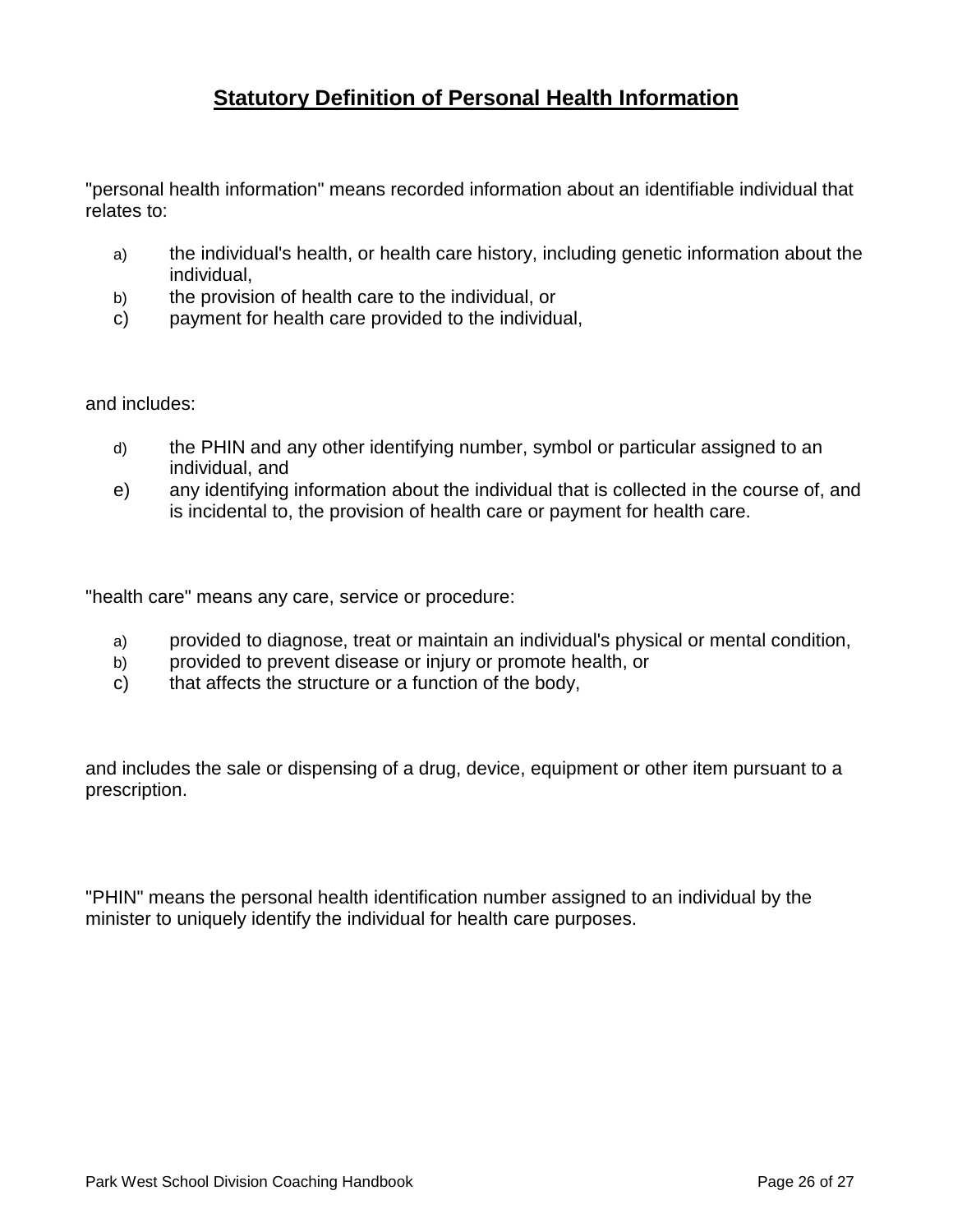## Statutory Definition of Personal Health Information

"personal health information" means recorded information about an identifiable individual that relates to:

a) the individual's health, or health care history, including genetic information about the individual,
b) the provision of health care to the individual, or
c) payment for health care provided to the individual,

and includes:

d) the PHIN and any other identifying number, symbol or particular assigned to an individual, and
e) any identifying information about the individual that is collected in the course of, and is incidental to, the provision of health care or payment for health care.

"health care" means any care, service or procedure:

a) provided to diagnose, treat or maintain an individual's physical or mental condition,
b) provided to prevent disease or injury or promote health, or
c) that affects the structure or a function of the body,

and includes the sale or dispensing of a drug, device, equipment or other item pursuant to a prescription.

"PHIN" means the personal health identification number assigned to an individual by the minister to uniquely identify the individual for health care purposes.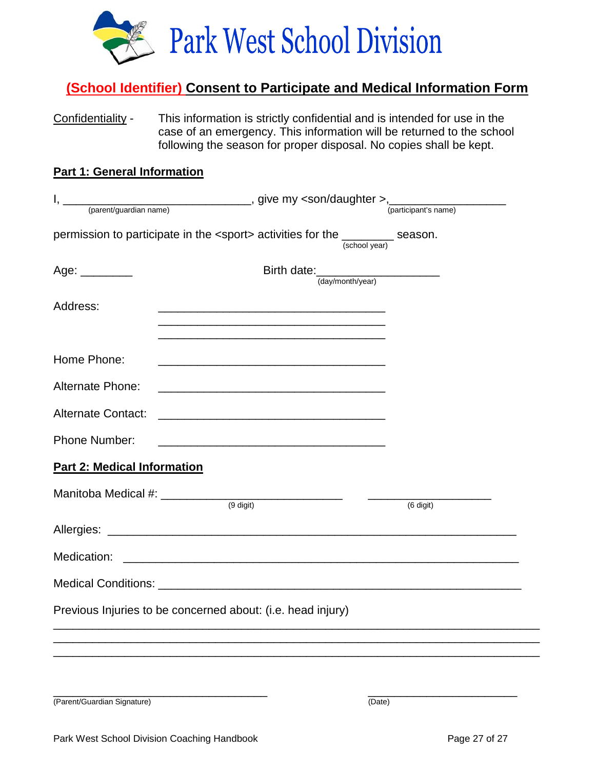# Park West School Division

## (School Identifier) Consent to Participate and Medical Information Form

Confidentiality - This information is strictly confidential and is intended for use in the case of an emergency. This information will be returned to the school following the season for proper disposal. No copies shall be kept.

### Part 1: General Information

I, ______________________________, give my <son/daughter >, __________________
(parent/guardian name) (participant's name)

permission to participate in the <sport> activities for the ________ season.
(school year)

Age: ________ Birth date: ___________________
(day/month/year)

Address: ____________________________________
____________________________________
____________________________________

Home Phone: ____________________________________

Alternate Phone: ____________________________________

Alternate Contact: ____________________________________

Phone Number: ____________________________________

### Part 2: Medical Information

Manitoba Medical #: ____________________________ ____________________
(9 digit) (6 digit)

Allergies: ________________________________________________________________

Medication: ________________________________________________________________

Medical Conditions: __________________________________________________________

Previous Injuries to be concerned about: (i.e. head injury)

______________________________________________________________________________
______________________________________________________________________________
______________________________________________________________________________

__________________________________ ________________________
(Parent/Guardian Signature) (Date)

Park West School Division Coaching Handbook